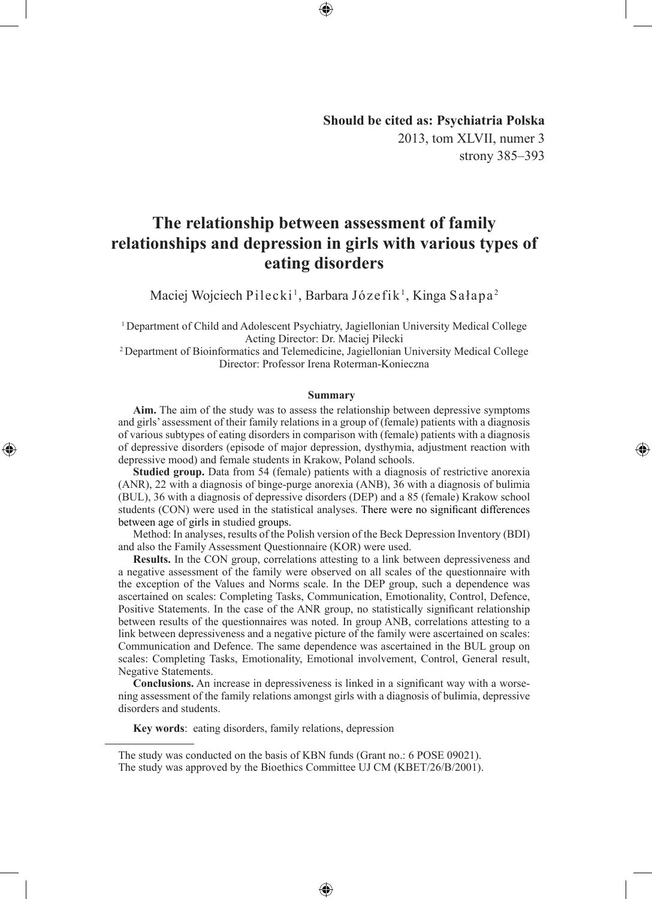**Should be cited as: Psychiatria Polska**
2013, tom XLVII, numer 3
strony 385–393

# The relationship between assessment of family relationships and depression in girls with various types of eating disorders

Maciej Wojciech Pilecki[1], Barbara Józefik[1], Kinga Sałapa[2]

[1] Department of Child and Adolescent Psychiatry, Jagiellonian University Medical College
Acting Director: Dr. Maciej Pilecki
[2] Department of Bioinformatics and Telemedicine, Jagiellonian University Medical College
Director: Professor Irena Roterman-Konieczna

### Summary

**Aim.** The aim of the study was to assess the relationship between depressive symptoms and girls' assessment of their family relations in a group of (female) patients with a diagnosis of various subtypes of eating disorders in comparison with (female) patients with a diagnosis of depressive disorders (episode of major depression, dysthymia, adjustment reaction with depressive mood) and female students in Krakow, Poland schools.

**Studied group.** Data from 54 (female) patients with a diagnosis of restrictive anorexia (ANR), 22 with a diagnosis of binge-purge anorexia (ANB), 36 with a diagnosis of bulimia (BUL), 36 with a diagnosis of depressive disorders (DEP) and a 85 (female) Krakow school students (CON) were used in the statistical analyses. There were no significant differences between age of girls in studied groups.

Method: In analyses, results of the Polish version of the Beck Depression Inventory (BDI) and also the Family Assessment Questionnaire (KOR) were used.

**Results.** In the CON group, correlations attesting to a link between depressiveness and a negative assessment of the family were observed on all scales of the questionnaire with the exception of the Values and Norms scale. In the DEP group, such a dependence was ascertained on scales: Completing Tasks, Communication, Emotionality, Control, Defence, Positive Statements. In the case of the ANR group, no statistically significant relationship between results of the questionnaires was noted. In group ANB, correlations attesting to a link between depressiveness and a negative picture of the family were ascertained on scales: Communication and Defence. The same dependence was ascertained in the BUL group on scales: Completing Tasks, Emotionality, Emotional involvement, Control, General result, Negative Statements.

**Conclusions.** An increase in depressiveness is linked in a significant way with a worsening assessment of the family relations amongst girls with a diagnosis of bulimia, depressive disorders and students.

**Key words**: eating disorders, family relations, depression

---

The study was conducted on the basis of KBN funds (Grant no.: 6 POSE 09021).
The study was approved by the Bioethics Committee UJ CM (KBET/26/B/2001).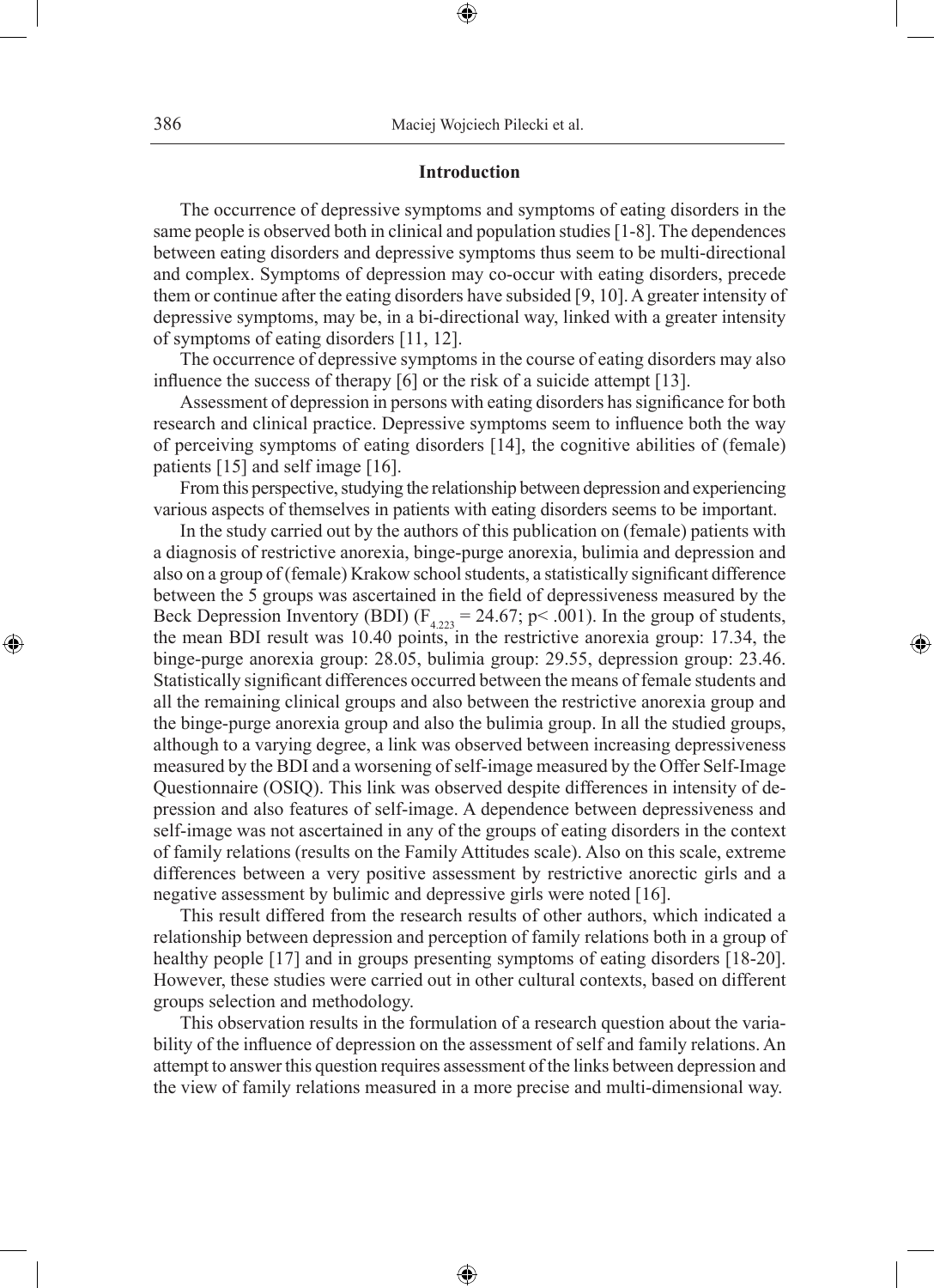## Introduction

The occurrence of depressive symptoms and symptoms of eating disorders in the same people is observed both in clinical and population studies [1-8]. The dependences between eating disorders and depressive symptoms thus seem to be multi-directional and complex. Symptoms of depression may co-occur with eating disorders, precede them or continue after the eating disorders have subsided [9, 10]. A greater intensity of depressive symptoms, may be, in a bi-directional way, linked with a greater intensity of symptoms of eating disorders [11, 12].

The occurrence of depressive symptoms in the course of eating disorders may also influence the success of therapy [6] or the risk of a suicide attempt [13].

Assessment of depression in persons with eating disorders has significance for both research and clinical practice. Depressive symptoms seem to influence both the way of perceiving symptoms of eating disorders [14], the cognitive abilities of (female) patients [15] and self image [16].

From this perspective, studying the relationship between depression and experiencing various aspects of themselves in patients with eating disorders seems to be important.

In the study carried out by the authors of this publication on (female) patients with a diagnosis of restrictive anorexia, binge-purge anorexia, bulimia and depression and also on a group of (female) Krakow school students, a statistically significant difference between the 5 groups was ascertained in the field of depressiveness measured by the Beck Depression Inventory (BDI) ($F_{4,223} = 24.67$; $p < .001$). In the group of students, the mean BDI result was 10.40 points, in the restrictive anorexia group: 17.34, the binge-purge anorexia group: 28.05, bulimia group: 29.55, depression group: 23.46. Statistically significant differences occurred between the means of female students and all the remaining clinical groups and also between the restrictive anorexia group and the binge-purge anorexia group and also the bulimia group. In all the studied groups, although to a varying degree, a link was observed between increasing depressiveness measured by the BDI and a worsening of self-image measured by the Offer Self-Image Questionnaire (OSIQ). This link was observed despite differences in intensity of depression and also features of self-image. A dependence between depressiveness and self-image was not ascertained in any of the groups of eating disorders in the context of family relations (results on the Family Attitudes scale). Also on this scale, extreme differences between a very positive assessment by restrictive anorectic girls and a negative assessment by bulimic and depressive girls were noted [16].

This result differed from the research results of other authors, which indicated a relationship between depression and perception of family relations both in a group of healthy people [17] and in groups presenting symptoms of eating disorders [18-20]. However, these studies were carried out in other cultural contexts, based on different groups selection and methodology.

This observation results in the formulation of a research question about the variability of the influence of depression on the assessment of self and family relations. An attempt to answer this question requires assessment of the links between depression and the view of family relations measured in a more precise and multi-dimensional way.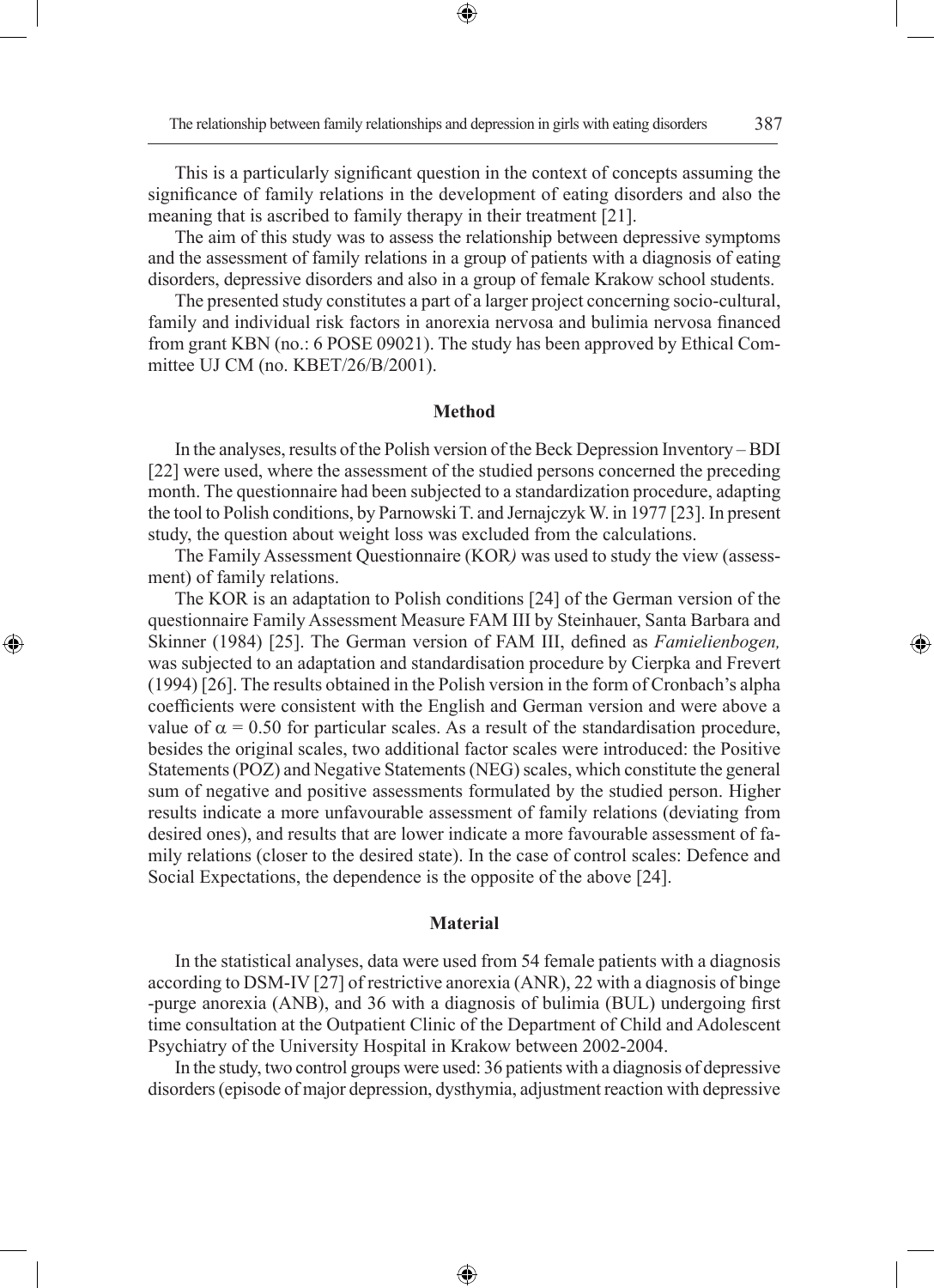This is a particularly significant question in the context of concepts assuming the significance of family relations in the development of eating disorders and also the meaning that is ascribed to family therapy in their treatment [21].

The aim of this study was to assess the relationship between depressive symptoms and the assessment of family relations in a group of patients with a diagnosis of eating disorders, depressive disorders and also in a group of female Krakow school students.

The presented study constitutes a part of a larger project concerning socio-cultural, family and individual risk factors in anorexia nervosa and bulimia nervosa financed from grant KBN (no.: 6 POSE 09021). The study has been approved by Ethical Committee UJ CM (no. KBET/26/B/2001).

## Method

In the analyses, results of the Polish version of the Beck Depression Inventory – BDI [22] were used, where the assessment of the studied persons concerned the preceding month. The questionnaire had been subjected to a standardization procedure, adapting the tool to Polish conditions, by Parnowski T. and Jernajczyk W. in 1977 [23]. In present study, the question about weight loss was excluded from the calculations.

The Family Assessment Questionnaire (KOR*)* was used to study the view (assessment) of family relations.

The KOR is an adaptation to Polish conditions [24] of the German version of the questionnaire Family Assessment Measure FAM III by Steinhauer, Santa Barbara and Skinner (1984) [25]. The German version of FAM III, defined as *Famielienbogen,* was subjected to an adaptation and standardisation procedure by Cierpka and Frevert (1994) [26]. The results obtained in the Polish version in the form of Cronbach's alpha coefficients were consistent with the English and German version and were above a value of $\alpha = 0.50$ for particular scales. As a result of the standardisation procedure, besides the original scales, two additional factor scales were introduced: the Positive Statements (POZ) and Negative Statements (NEG) scales, which constitute the general sum of negative and positive assessments formulated by the studied person. Higher results indicate a more unfavourable assessment of family relations (deviating from desired ones), and results that are lower indicate a more favourable assessment of family relations (closer to the desired state). In the case of control scales: Defence and Social Expectations, the dependence is the opposite of the above [24].

## Material

In the statistical analyses, data were used from 54 female patients with a diagnosis according to DSM-IV [27] of restrictive anorexia (ANR), 22 with a diagnosis of binge -purge anorexia (ANB), and 36 with a diagnosis of bulimia (BUL) undergoing first time consultation at the Outpatient Clinic of the Department of Child and Adolescent Psychiatry of the University Hospital in Krakow between 2002-2004.

In the study, two control groups were used: 36 patients with a diagnosis of depressive disorders (episode of major depression, dysthymia, adjustment reaction with depressive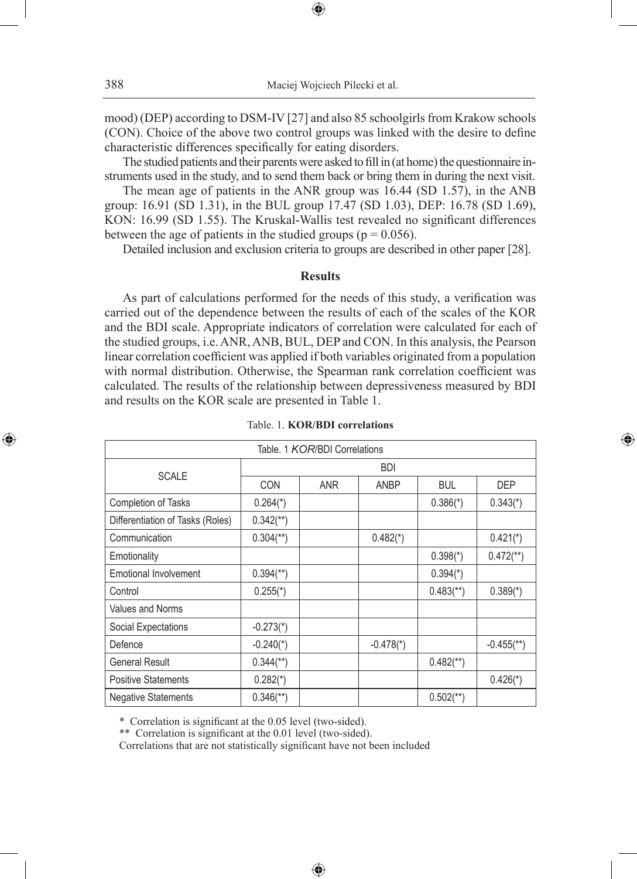mood) (DEP) according to DSM-IV [27] and also 85 schoolgirls from Krakow schools (CON). Choice of the above two control groups was linked with the desire to define characteristic differences specifically for eating disorders.

The studied patients and their parents were asked to fill in (at home) the questionnaire instruments used in the study, and to send them back or bring them in during the next visit.

The mean age of patients in the ANR group was 16.44 (SD 1.57), in the ANB group: 16.91 (SD 1.31), in the BUL group 17.47 (SD 1.03), DEP: 16.78 (SD 1.69), KON: 16.99 (SD 1.55). The Kruskal-Wallis test revealed no significant differences between the age of patients in the studied groups ($p = 0.056$).

Detailed inclusion and exclusion criteria to groups are described in other paper [28].

## Results

As part of calculations performed for the needs of this study, a verification was carried out of the dependence between the results of each of the scales of the KOR and the BDI scale. Appropriate indicators of correlation were calculated for each of the studied groups, i.e. ANR, ANB, BUL, DEP and CON. In this analysis, the Pearson linear correlation coefficient was applied if both variables originated from a population with normal distribution. Otherwise, the Spearman rank correlation coefficient was calculated. The results of the relationship between depressiveness measured by BDI and results on the KOR scale are presented in Table 1.

Table. 1. **KOR/BDI correlations**

| SCALE | BDI | | | | |
|---|---|---|---|---|---|
| | CON | ANR | ANBP | BUL | DEP |
| Completion of Tasks | 0.264(*) | | | 0.386(*) | 0.343(*) |
| Differentiation of Tasks (Roles) | 0.342(**) | | | | |
| Communication | 0.304(**) | | 0.482(*) | | 0.421(*) |
| Emotionality | | | | 0.398(*) | 0.472(**) |
| Emotional Involvement | 0.394(**) | | | 0.394(*) | |
| Control | 0.255(*) | | | 0.483(**) | 0.389(*) |
| Values and Norms | | | | | |
| Social Expectations | -0.273(*) | | | | |
| Defence | -0.240(*) | | -0.478(*) | | -0.455(**) |
| General Result | 0.344(**) | | | 0.482(**) | |
| Positive Statements | 0.282(*) | | | | 0.426(*) |
| Negative Statements | 0.346(**) | | | 0.502(**) | |

\* Correlation is significant at the 0.05 level (two-sided).

** Correlation is significant at the 0.01 level (two-sided).

Correlations that are not statistically significant have not been included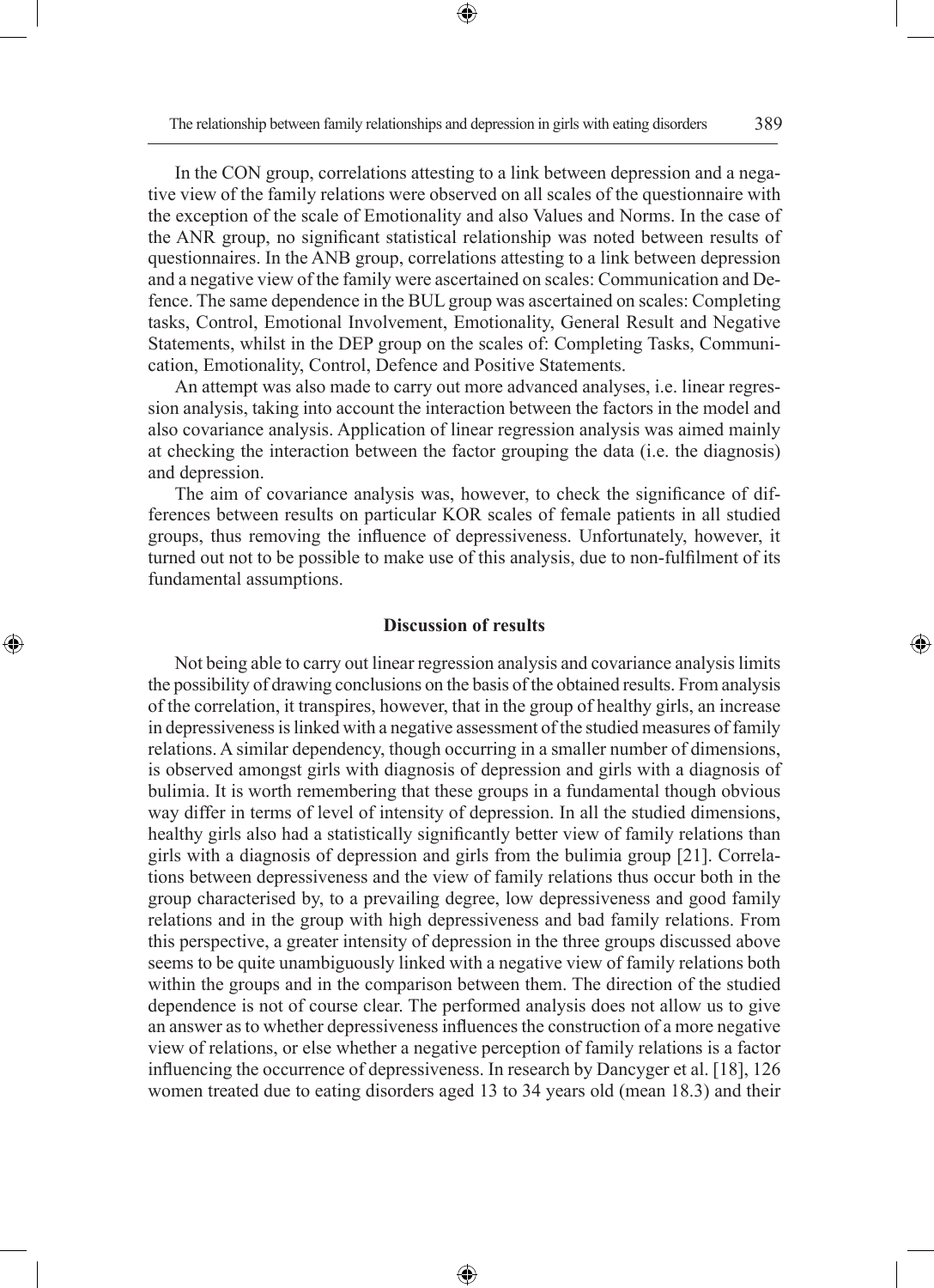In the CON group, correlations attesting to a link between depression and a negative view of the family relations were observed on all scales of the questionnaire with the exception of the scale of Emotionality and also Values and Norms. In the case of the ANR group, no significant statistical relationship was noted between results of questionnaires. In the ANB group, correlations attesting to a link between depression and a negative view of the family were ascertained on scales: Communication and Defence. The same dependence in the BUL group was ascertained on scales: Completing tasks, Control, Emotional Involvement, Emotionality, General Result and Negative Statements, whilst in the DEP group on the scales of: Completing Tasks, Communication, Emotionality, Control, Defence and Positive Statements.

An attempt was also made to carry out more advanced analyses, i.e. linear regression analysis, taking into account the interaction between the factors in the model and also covariance analysis. Application of linear regression analysis was aimed mainly at checking the interaction between the factor grouping the data (i.e. the diagnosis) and depression.

The aim of covariance analysis was, however, to check the significance of differences between results on particular KOR scales of female patients in all studied groups, thus removing the influence of depressiveness. Unfortunately, however, it turned out not to be possible to make use of this analysis, due to non-fulfilment of its fundamental assumptions.

## Discussion of results

Not being able to carry out linear regression analysis and covariance analysis limits the possibility of drawing conclusions on the basis of the obtained results. From analysis of the correlation, it transpires, however, that in the group of healthy girls, an increase in depressiveness is linked with a negative assessment of the studied measures of family relations. A similar dependency, though occurring in a smaller number of dimensions, is observed amongst girls with diagnosis of depression and girls with a diagnosis of bulimia. It is worth remembering that these groups in a fundamental though obvious way differ in terms of level of intensity of depression. In all the studied dimensions, healthy girls also had a statistically significantly better view of family relations than girls with a diagnosis of depression and girls from the bulimia group [21]. Correlations between depressiveness and the view of family relations thus occur both in the group characterised by, to a prevailing degree, low depressiveness and good family relations and in the group with high depressiveness and bad family relations. From this perspective, a greater intensity of depression in the three groups discussed above seems to be quite unambiguously linked with a negative view of family relations both within the groups and in the comparison between them. The direction of the studied dependence is not of course clear. The performed analysis does not allow us to give an answer as to whether depressiveness influences the construction of a more negative view of relations, or else whether a negative perception of family relations is a factor influencing the occurrence of depressiveness. In research by Dancyger et al. [18], 126 women treated due to eating disorders aged 13 to 34 years old (mean 18.3) and their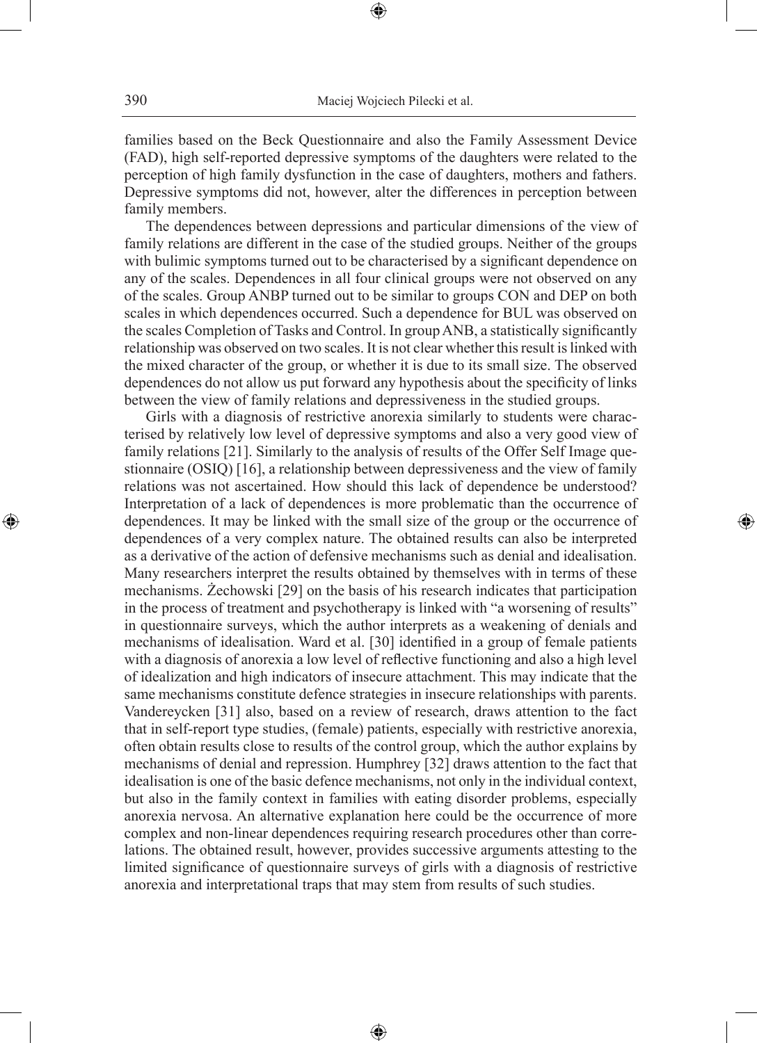families based on the Beck Questionnaire and also the Family Assessment Device (FAD), high self-reported depressive symptoms of the daughters were related to the perception of high family dysfunction in the case of daughters, mothers and fathers. Depressive symptoms did not, however, alter the differences in perception between family members.

The dependences between depressions and particular dimensions of the view of family relations are different in the case of the studied groups. Neither of the groups with bulimic symptoms turned out to be characterised by a significant dependence on any of the scales. Dependences in all four clinical groups were not observed on any of the scales. Group ANBP turned out to be similar to groups CON and DEP on both scales in which dependences occurred. Such a dependence for BUL was observed on the scales Completion of Tasks and Control. In group ANB, a statistically significantly relationship was observed on two scales. It is not clear whether this result is linked with the mixed character of the group, or whether it is due to its small size. The observed dependences do not allow us put forward any hypothesis about the specificity of links between the view of family relations and depressiveness in the studied groups.

Girls with a diagnosis of restrictive anorexia similarly to students were characterised by relatively low level of depressive symptoms and also a very good view of family relations [21]. Similarly to the analysis of results of the Offer Self Image questionnaire (OSIQ) [16], a relationship between depressiveness and the view of family relations was not ascertained. How should this lack of dependence be understood? Interpretation of a lack of dependences is more problematic than the occurrence of dependences. It may be linked with the small size of the group or the occurrence of dependences of a very complex nature. The obtained results can also be interpreted as a derivative of the action of defensive mechanisms such as denial and idealisation. Many researchers interpret the results obtained by themselves with in terms of these mechanisms. Żechowski [29] on the basis of his research indicates that participation in the process of treatment and psychotherapy is linked with "a worsening of results" in questionnaire surveys, which the author interprets as a weakening of denials and mechanisms of idealisation. Ward et al. [30] identified in a group of female patients with a diagnosis of anorexia a low level of reflective functioning and also a high level of idealization and high indicators of insecure attachment. This may indicate that the same mechanisms constitute defence strategies in insecure relationships with parents. Vandereycken [31] also, based on a review of research, draws attention to the fact that in self-report type studies, (female) patients, especially with restrictive anorexia, often obtain results close to results of the control group, which the author explains by mechanisms of denial and repression. Humphrey [32] draws attention to the fact that idealisation is one of the basic defence mechanisms, not only in the individual context, but also in the family context in families with eating disorder problems, especially anorexia nervosa. An alternative explanation here could be the occurrence of more complex and non-linear dependences requiring research procedures other than correlations. The obtained result, however, provides successive arguments attesting to the limited significance of questionnaire surveys of girls with a diagnosis of restrictive anorexia and interpretational traps that may stem from results of such studies.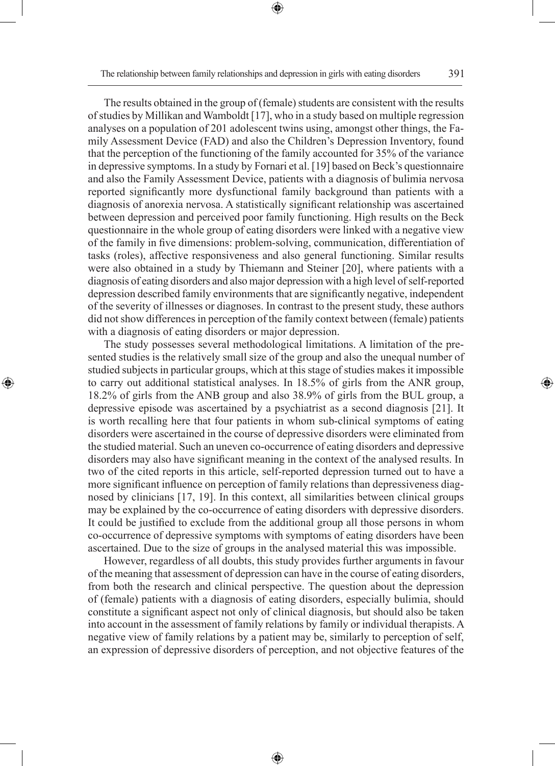The results obtained in the group of (female) students are consistent with the results of studies by Millikan and Wamboldt [17], who in a study based on multiple regression analyses on a population of 201 adolescent twins using, amongst other things, the Family Assessment Device (FAD) and also the Children's Depression Inventory, found that the perception of the functioning of the family accounted for 35% of the variance in depressive symptoms. In a study by Fornari et al. [19] based on Beck's questionnaire and also the Family Assessment Device, patients with a diagnosis of bulimia nervosa reported significantly more dysfunctional family background than patients with a diagnosis of anorexia nervosa. A statistically significant relationship was ascertained between depression and perceived poor family functioning. High results on the Beck questionnaire in the whole group of eating disorders were linked with a negative view of the family in five dimensions: problem-solving, communication, differentiation of tasks (roles), affective responsiveness and also general functioning. Similar results were also obtained in a study by Thiemann and Steiner [20], where patients with a diagnosis of eating disorders and also major depression with a high level of self-reported depression described family environments that are significantly negative, independent of the severity of illnesses or diagnoses. In contrast to the present study, these authors did not show differences in perception of the family context between (female) patients with a diagnosis of eating disorders or major depression.

The study possesses several methodological limitations. A limitation of the presented studies is the relatively small size of the group and also the unequal number of studied subjects in particular groups, which at this stage of studies makes it impossible to carry out additional statistical analyses. In 18.5% of girls from the ANR group, 18.2% of girls from the ANB group and also 38.9% of girls from the BUL group, a depressive episode was ascertained by a psychiatrist as a second diagnosis [21]. It is worth recalling here that four patients in whom sub-clinical symptoms of eating disorders were ascertained in the course of depressive disorders were eliminated from the studied material. Such an uneven co-occurrence of eating disorders and depressive disorders may also have significant meaning in the context of the analysed results. In two of the cited reports in this article, self-reported depression turned out to have a more significant influence on perception of family relations than depressiveness diagnosed by clinicians [17, 19]. In this context, all similarities between clinical groups may be explained by the co-occurrence of eating disorders with depressive disorders. It could be justified to exclude from the additional group all those persons in whom co-occurrence of depressive symptoms with symptoms of eating disorders have been ascertained. Due to the size of groups in the analysed material this was impossible.

However, regardless of all doubts, this study provides further arguments in favour of the meaning that assessment of depression can have in the course of eating disorders, from both the research and clinical perspective. The question about the depression of (female) patients with a diagnosis of eating disorders, especially bulimia, should constitute a significant aspect not only of clinical diagnosis, but should also be taken into account in the assessment of family relations by family or individual therapists. A negative view of family relations by a patient may be, similarly to perception of self, an expression of depressive disorders of perception, and not objective features of the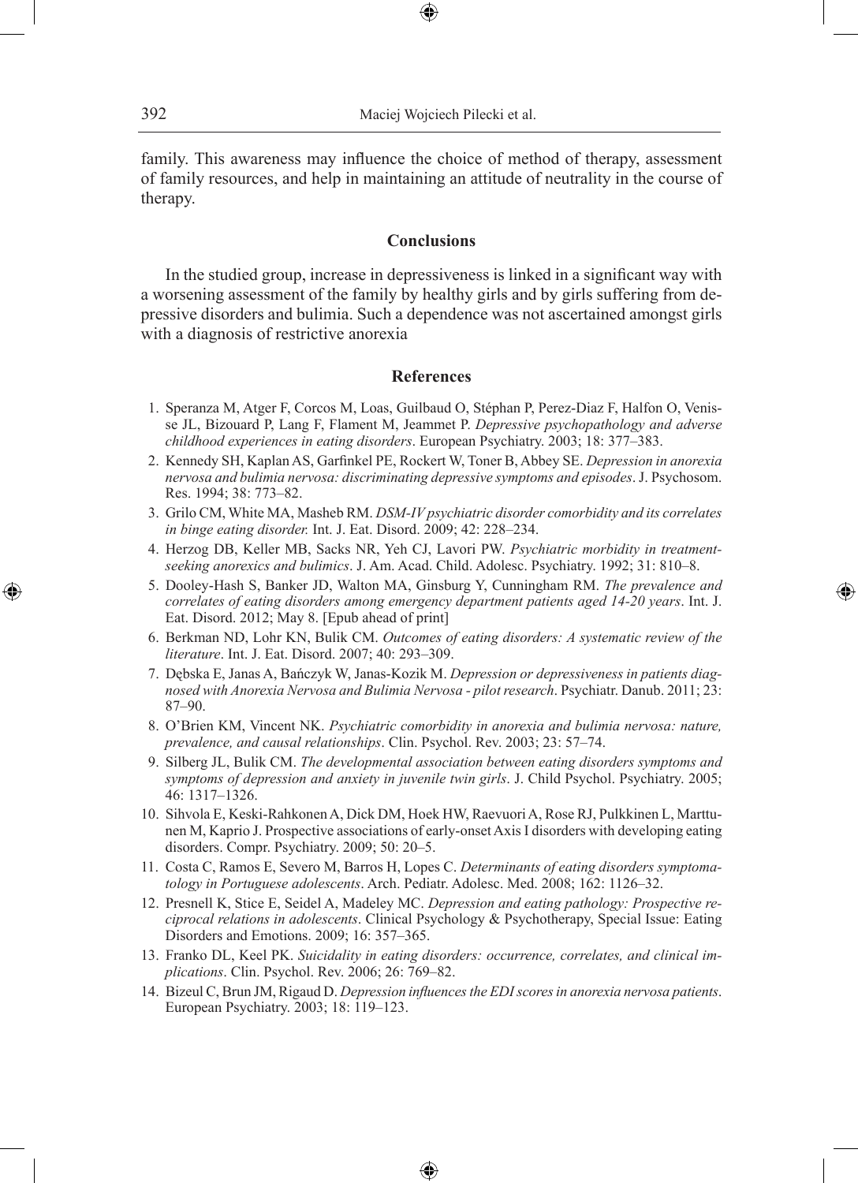family. This awareness may influence the choice of method of therapy, assessment of family resources, and help in maintaining an attitude of neutrality in the course of therapy.

## Conclusions

In the studied group, increase in depressiveness is linked in a significant way with a worsening assessment of the family by healthy girls and by girls suffering from depressive disorders and bulimia. Such a dependence was not ascertained amongst girls with a diagnosis of restrictive anorexia

## References

1. Speranza M, Atger F, Corcos M, Loas, Guilbaud O, Stéphan P, Perez-Diaz F, Halfon O, Venisse JL, Bizouard P, Lang F, Flament M, Jeammet P. *Depressive psychopathology and adverse childhood experiences in eating disorders*. European Psychiatry. 2003; 18: 377–383.
2. Kennedy SH, Kaplan AS, Garfinkel PE, Rockert W, Toner B, Abbey SE. *Depression in anorexia nervosa and bulimia nervosa: discriminating depressive symptoms and episodes*. J. Psychosom. Res. 1994; 38: 773–82.
3. Grilo CM, White MA, Masheb RM. *DSM-IV psychiatric disorder comorbidity and its correlates in binge eating disorder.* Int. J. Eat. Disord. 2009; 42: 228–234.
4. Herzog DB, Keller MB, Sacks NR, Yeh CJ, Lavori PW. *Psychiatric morbidity in treatment-seeking anorexics and bulimics*. J. Am. Acad. Child. Adolesc. Psychiatry. 1992; 31: 810–8.
5. Dooley-Hash S, Banker JD, Walton MA, Ginsburg Y, Cunningham RM. *The prevalence and correlates of eating disorders among emergency department patients aged 14-20 years*. Int. J. Eat. Disord. 2012; May 8. [Epub ahead of print]
6. Berkman ND, Lohr KN, Bulik CM. *Outcomes of eating disorders: A systematic review of the literature*. Int. J. Eat. Disord. 2007; 40: 293–309.
7. Dębska E, Janas A, Bańczyk W, Janas-Kozik M. *Depression or depressiveness in patients diagnosed with Anorexia Nervosa and Bulimia Nervosa - pilot research*. Psychiatr. Danub. 2011; 23: 87–90.
8. O'Brien KM, Vincent NK. *Psychiatric comorbidity in anorexia and bulimia nervosa: nature, prevalence, and causal relationships*. Clin. Psychol. Rev. 2003; 23: 57–74.
9. Silberg JL, Bulik CM. *The developmental association between eating disorders symptoms and symptoms of depression and anxiety in juvenile twin girls*. J. Child Psychol. Psychiatry. 2005; 46: 1317–1326.
10. Sihvola E, Keski-Rahkonen A, Dick DM, Hoek HW, Raevuori A, Rose RJ, Pulkkinen L, Marttunen M, Kaprio J. Prospective associations of early-onset Axis I disorders with developing eating disorders. Compr. Psychiatry. 2009; 50: 20–5.
11. Costa C, Ramos E, Severo M, Barros H, Lopes C. *Determinants of eating disorders symptomatology in Portuguese adolescents*. Arch. Pediatr. Adolesc. Med. 2008; 162: 1126–32.
12. Presnell K, Stice E, Seidel A, Madeley MC. *Depression and eating pathology: Prospective reciprocal relations in adolescents*. Clinical Psychology & Psychotherapy, Special Issue: Eating Disorders and Emotions. 2009; 16: 357–365.
13. Franko DL, Keel PK. *Suicidality in eating disorders: occurrence, correlates, and clinical implications*. Clin. Psychol. Rev. 2006; 26: 769–82.
14. Bizeul C, Brun JM, Rigaud D. *Depression influences the EDI scores in anorexia nervosa patients*. European Psychiatry. 2003; 18: 119–123.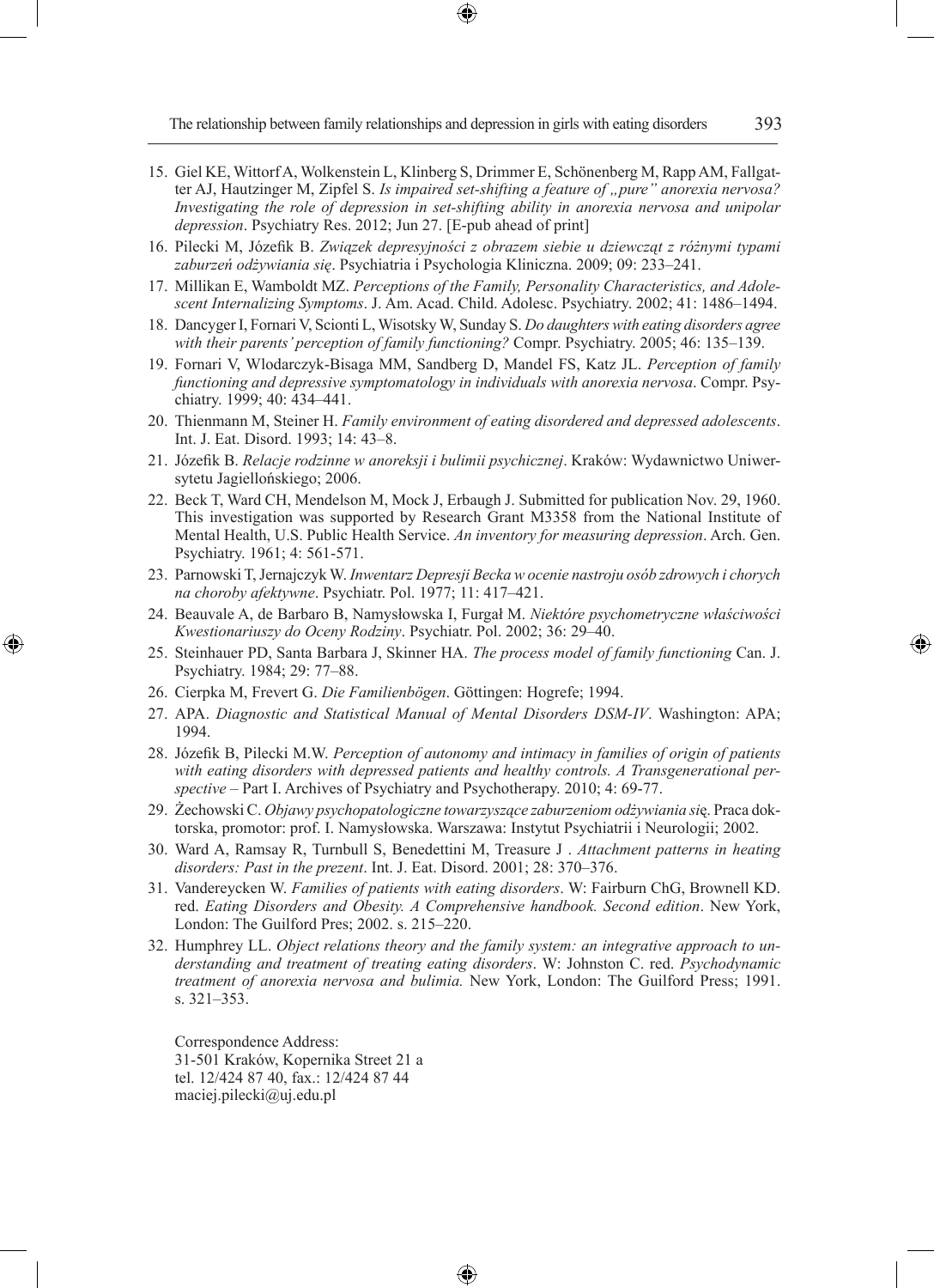15. Giel KE, Wittorf A, Wolkenstein L, Klinberg S, Drimmer E, Schönenberg M, Rapp AM, Fallgatter AJ, Hautzinger M, Zipfel S. *Is impaired set-shifting a feature of „pure" anorexia nervosa? Investigating the role of depression in set-shifting ability in anorexia nervosa and unipolar depression*. Psychiatry Res. 2012; Jun 27. [E-pub ahead of print]
16. Pilecki M, Józefik B. *Związek depresyjności z obrazem siebie u dziewcząt z różnymi typami zaburzeń odżywiania się*. Psychiatria i Psychologia Kliniczna. 2009; 09: 233–241.
17. Millikan E, Wamboldt MZ. *Perceptions of the Family, Personality Characteristics, and Adolescent Internalizing Symptoms*. J. Am. Acad. Child. Adolesc. Psychiatry. 2002; 41: 1486–1494.
18. Dancyger I, Fornari V, Scionti L, Wisotsky W, Sunday S. *Do daughters with eating disorders agree with their parents' perception of family functioning?* Compr. Psychiatry. 2005; 46: 135–139.
19. Fornari V, Wlodarczyk-Bisaga MM, Sandberg D, Mandel FS, Katz JL. *Perception of family functioning and depressive symptomatology in individuals with anorexia nervosa*. Compr. Psychiatry. 1999; 40: 434–441.
20. Thienmann M, Steiner H. *Family environment of eating disordered and depressed adolescents*. Int. J. Eat. Disord. 1993; 14: 43–8.
21. Józefik B. *Relacje rodzinne w anoreksji i bulimii psychicznej*. Kraków: Wydawnictwo Uniwersytetu Jagiellońskiego; 2006.
22. Beck T, Ward CH, Mendelson M, Mock J, Erbaugh J. Submitted for publication Nov. 29, 1960. This investigation was supported by Research Grant M3358 from the National Institute of Mental Health, U.S. Public Health Service. *An inventory for measuring depression*. Arch. Gen. Psychiatry. 1961; 4: 561-571.
23. Parnowski T, Jernajczyk W. *Inwentarz Depresji Becka w ocenie nastroju osób zdrowych i chorych na choroby afektywne*. Psychiatr. Pol. 1977; 11: 417–421.
24. Beauvale A, de Barbaro B, Namysłowska I, Furgał M. *Niektóre psychometryczne właściwości Kwestionariuszy do Oceny Rodziny*. Psychiatr. Pol. 2002; 36: 29–40.
25. Steinhauer PD, Santa Barbara J, Skinner HA. *The process model of family functioning* Can. J. Psychiatry. 1984; 29: 77–88.
26. Cierpka M, Frevert G. *Die Familienbögen*. Göttingen: Hogrefe; 1994.
27. APA. *Diagnostic and Statistical Manual of Mental Disorders DSM-IV*. Washington: APA; 1994.
28. Józefik B, Pilecki M.W. *Perception of autonomy and intimacy in families of origin of patients with eating disorders with depressed patients and healthy controls. A Transgenerational perspective* – Part I. Archives of Psychiatry and Psychotherapy. 2010; 4: 69-77.
29. Żechowski C. *Objawy psychopatologiczne towarzyszące zaburzeniom odżywiania się*. Praca doktorska, promotor: prof. I. Namysłowska. Warszawa: Instytut Psychiatrii i Neurologii; 2002.
30. Ward A, Ramsay R, Turnbull S, Benedettini M, Treasure J . *Attachment patterns in heating disorders: Past in the prezent*. Int. J. Eat. Disord. 2001; 28: 370–376.
31. Vandereycken W. *Families of patients with eating disorders*. W: Fairburn ChG, Brownell KD. red. *Eating Disorders and Obesity. A Comprehensive handbook. Second edition*. New York, London: The Guilford Pres; 2002. s. 215–220.
32. Humphrey LL. *Object relations theory and the family system: an integrative approach to understanding and treatment of treating eating disorders*. W: Johnston C. red. *Psychodynamic treatment of anorexia nervosa and bulimia.* New York, London: The Guilford Press; 1991. s. 321–353.

Correspondence Address:
31-501 Kraków, Kopernika Street 21 a
tel. 12/424 87 40, fax.: 12/424 87 44
maciej.pilecki@uj.edu.pl